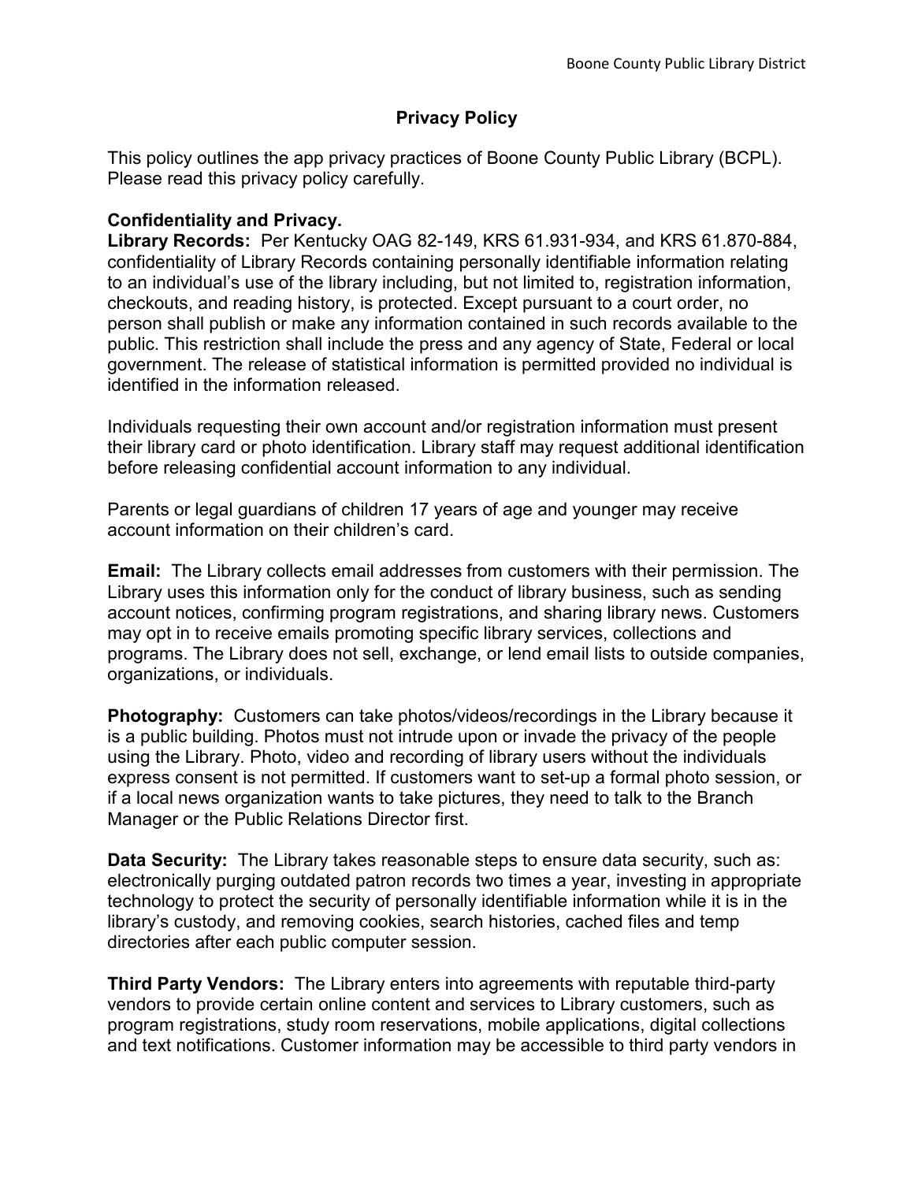# Privacy Policy

This policy outlines the app privacy practices of Boone County Public Library (BCPL). Please read this privacy policy carefully.

**Confidentiality and Privacy.**

**Library Records:** Per Kentucky OAG 82-149, KRS 61.931-934, and KRS 61.870-884, confidentiality of Library Records containing personally identifiable information relating to an individual's use of the library including, but not limited to, registration information, checkouts, and reading history, is protected. Except pursuant to a court order, no person shall publish or make any information contained in such records available to the public. This restriction shall include the press and any agency of State, Federal or local government. The release of statistical information is permitted provided no individual is identified in the information released.

Individuals requesting their own account and/or registration information must present their library card or photo identification. Library staff may request additional identification before releasing confidential account information to any individual.

Parents or legal guardians of children 17 years of age and younger may receive account information on their children's card.

**Email:** The Library collects email addresses from customers with their permission. The Library uses this information only for the conduct of library business, such as sending account notices, confirming program registrations, and sharing library news. Customers may opt in to receive emails promoting specific library services, collections and programs. The Library does not sell, exchange, or lend email lists to outside companies, organizations, or individuals.

**Photography:** Customers can take photos/videos/recordings in the Library because it is a public building. Photos must not intrude upon or invade the privacy of the people using the Library. Photo, video and recording of library users without the individuals express consent is not permitted. If customers want to set-up a formal photo session, or if a local news organization wants to take pictures, they need to talk to the Branch Manager or the Public Relations Director first.

**Data Security:** The Library takes reasonable steps to ensure data security, such as: electronically purging outdated patron records two times a year, investing in appropriate technology to protect the security of personally identifiable information while it is in the library's custody, and removing cookies, search histories, cached files and temp directories after each public computer session.

**Third Party Vendors:** The Library enters into agreements with reputable third-party vendors to provide certain online content and services to Library customers, such as program registrations, study room reservations, mobile applications, digital collections and text notifications. Customer information may be accessible to third party vendors in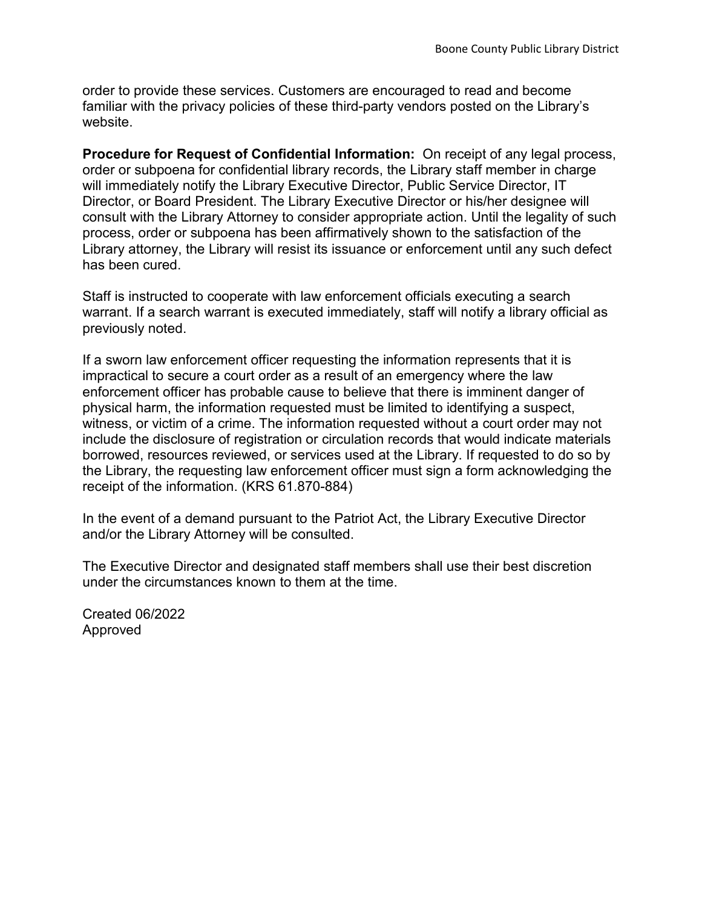order to provide these services. Customers are encouraged to read and become familiar with the privacy policies of these third-party vendors posted on the Library's website.

**Procedure for Request of Confidential Information:** On receipt of any legal process, order or subpoena for confidential library records, the Library staff member in charge will immediately notify the Library Executive Director, Public Service Director, IT Director, or Board President. The Library Executive Director or his/her designee will consult with the Library Attorney to consider appropriate action. Until the legality of such process, order or subpoena has been affirmatively shown to the satisfaction of the Library attorney, the Library will resist its issuance or enforcement until any such defect has been cured.

Staff is instructed to cooperate with law enforcement officials executing a search warrant. If a search warrant is executed immediately, staff will notify a library official as previously noted.

If a sworn law enforcement officer requesting the information represents that it is impractical to secure a court order as a result of an emergency where the law enforcement officer has probable cause to believe that there is imminent danger of physical harm, the information requested must be limited to identifying a suspect, witness, or victim of a crime. The information requested without a court order may not include the disclosure of registration or circulation records that would indicate materials borrowed, resources reviewed, or services used at the Library. If requested to do so by the Library, the requesting law enforcement officer must sign a form acknowledging the receipt of the information. (KRS 61.870-884)

In the event of a demand pursuant to the Patriot Act, the Library Executive Director and/or the Library Attorney will be consulted.

The Executive Director and designated staff members shall use their best discretion under the circumstances known to them at the time.

Created 06/2022
Approved